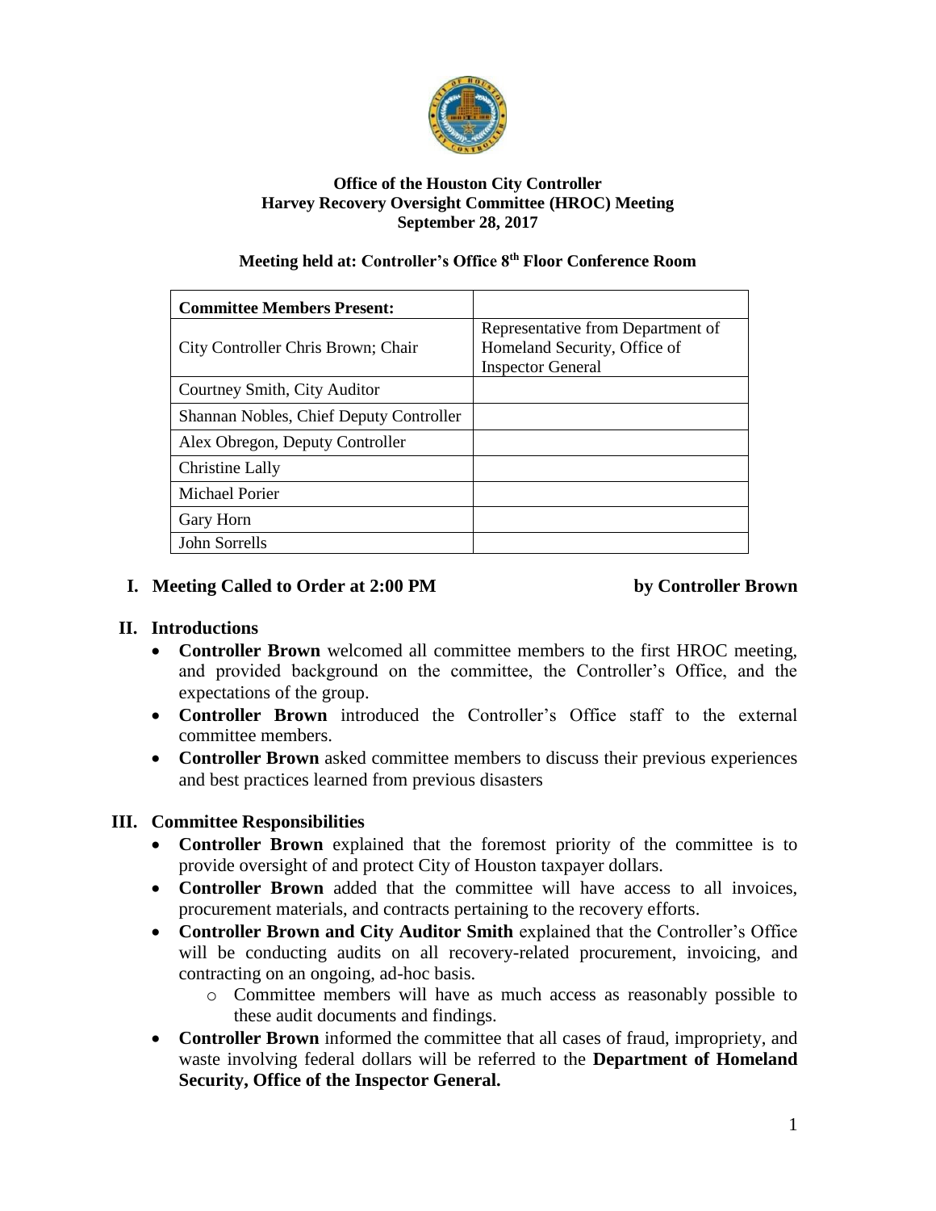**Office of the Houston City Controller**
**Harvey Recovery Oversight Committee (HROC) Meeting**
**September 28, 2017**

**Meeting held at: Controller's Office 8th Floor Conference Room**

| Committee Members Present: | |
|---|---|
| City Controller Chris Brown; Chair | Representative from Department of Homeland Security, Office of Inspector General |
| Courtney Smith, City Auditor | |
| Shannan Nobles, Chief Deputy Controller | |
| Alex Obregon, Deputy Controller | |
| Christine Lally | |
| Michael Porier | |
| Gary Horn | |
| John Sorrells | |

## I. Meeting Called to Order at 2:00 PM by Controller Brown

## II. Introductions

- **Controller Brown** welcomed all committee members to the first HROC meeting, and provided background on the committee, the Controller's Office, and the expectations of the group.
- **Controller Brown** introduced the Controller's Office staff to the external committee members.
- **Controller Brown** asked committee members to discuss their previous experiences and best practices learned from previous disasters

## III. Committee Responsibilities

- **Controller Brown** explained that the foremost priority of the committee is to provide oversight of and protect City of Houston taxpayer dollars.
- **Controller Brown** added that the committee will have access to all invoices, procurement materials, and contracts pertaining to the recovery efforts.
- **Controller Brown and City Auditor Smith** explained that the Controller's Office will be conducting audits on all recovery-related procurement, invoicing, and contracting on an ongoing, ad-hoc basis.
  - Committee members will have as much access as reasonably possible to these audit documents and findings.
- **Controller Brown** informed the committee that all cases of fraud, impropriety, and waste involving federal dollars will be referred to the **Department of Homeland Security, Office of the Inspector General.**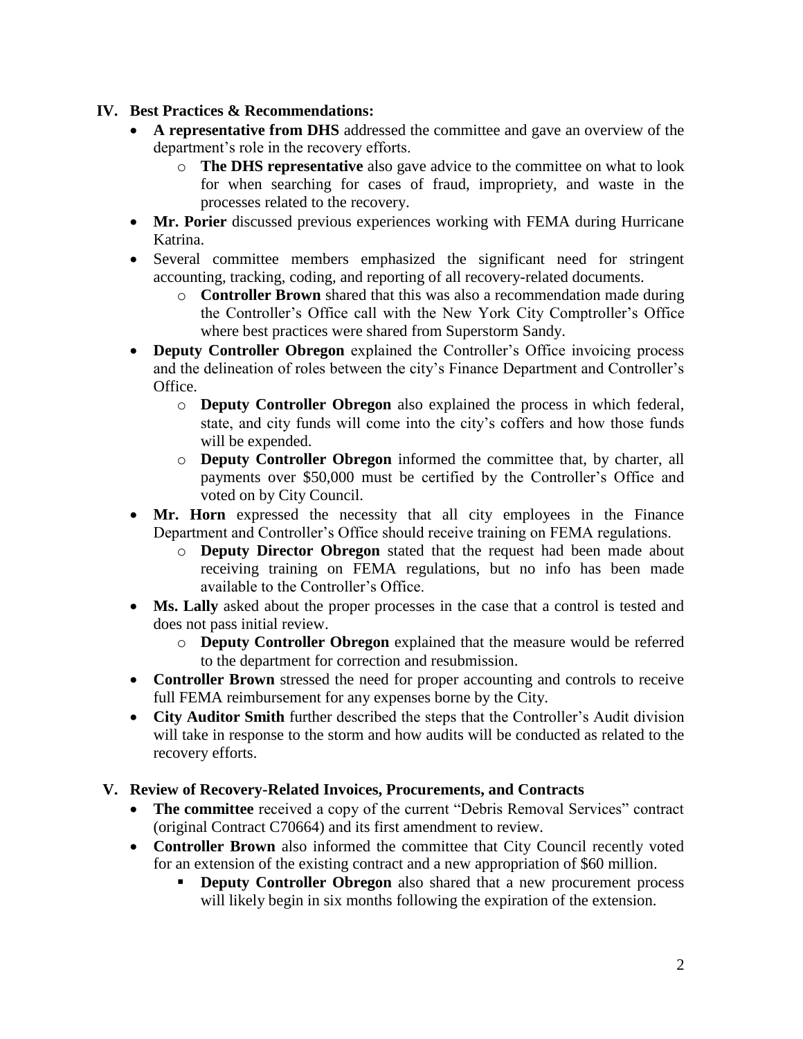## IV. Best Practices & Recommendations:

- **A representative from DHS** addressed the committee and gave an overview of the department's role in the recovery efforts.
  - **The DHS representative** also gave advice to the committee on what to look for when searching for cases of fraud, impropriety, and waste in the processes related to the recovery.
- **Mr. Porier** discussed previous experiences working with FEMA during Hurricane Katrina.
- Several committee members emphasized the significant need for stringent accounting, tracking, coding, and reporting of all recovery-related documents.
  - **Controller Brown** shared that this was also a recommendation made during the Controller's Office call with the New York City Comptroller's Office where best practices were shared from Superstorm Sandy.
- **Deputy Controller Obregon** explained the Controller's Office invoicing process and the delineation of roles between the city's Finance Department and Controller's Office.
  - **Deputy Controller Obregon** also explained the process in which federal, state, and city funds will come into the city's coffers and how those funds will be expended.
  - **Deputy Controller Obregon** informed the committee that, by charter, all payments over $50,000 must be certified by the Controller's Office and voted on by City Council.
- **Mr. Horn** expressed the necessity that all city employees in the Finance Department and Controller's Office should receive training on FEMA regulations.
  - **Deputy Director Obregon** stated that the request had been made about receiving training on FEMA regulations, but no info has been made available to the Controller's Office.
- **Ms. Lally** asked about the proper processes in the case that a control is tested and does not pass initial review.
  - **Deputy Controller Obregon** explained that the measure would be referred to the department for correction and resubmission.
- **Controller Brown** stressed the need for proper accounting and controls to receive full FEMA reimbursement for any expenses borne by the City.
- **City Auditor Smith** further described the steps that the Controller's Audit division will take in response to the storm and how audits will be conducted as related to the recovery efforts.

## V. Review of Recovery-Related Invoices, Procurements, and Contracts

- **The committee** received a copy of the current "Debris Removal Services" contract (original Contract C70664) and its first amendment to review.
- **Controller Brown** also informed the committee that City Council recently voted for an extension of the existing contract and a new appropriation of $60 million.
  - **Deputy Controller Obregon** also shared that a new procurement process will likely begin in six months following the expiration of the extension.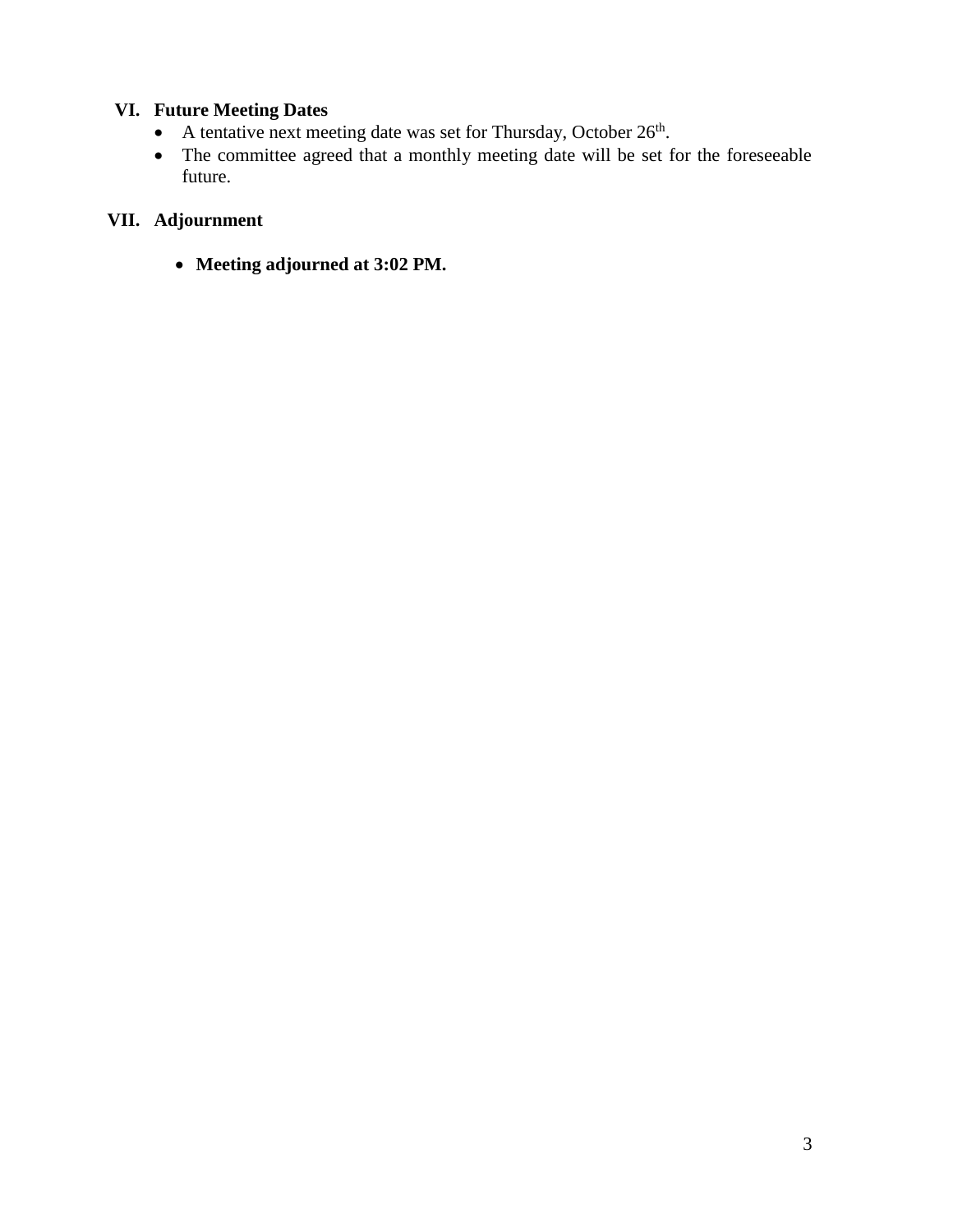## VI. Future Meeting Dates

- A tentative next meeting date was set for Thursday, October 26th.
- The committee agreed that a monthly meeting date will be set for the foreseeable future.

## VII. Adjournment

- **Meeting adjourned at 3:02 PM.**